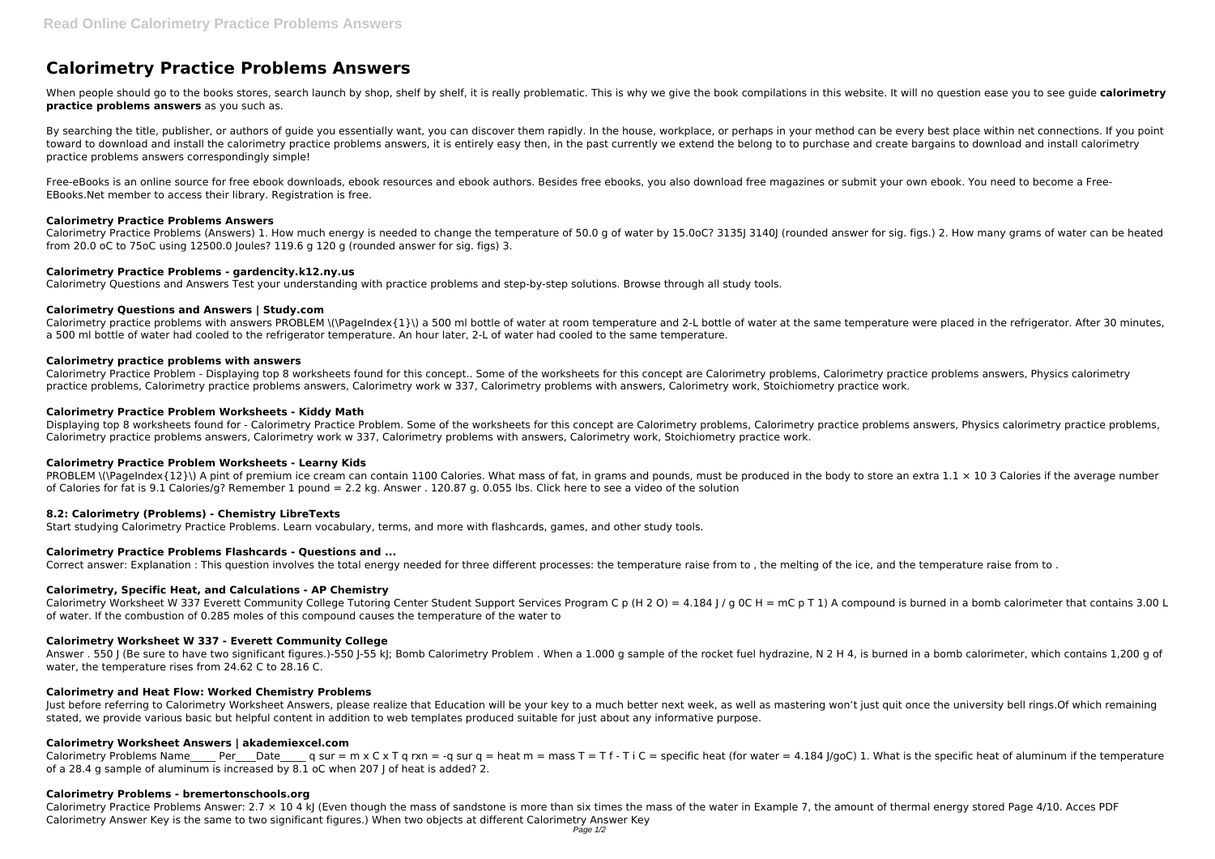# Calorimetry Practice Problems Answers

When people should go to the books stores, search launch by shop, shelf by shelf, it is really problematic. This is why we give the book compilations in this website. It will no question ease you to see guide **calorimetry practice problems answers** as you such as.

By searching the title, publisher, or authors of guide you essentially want, you can discover them rapidly. In the house, workplace, or perhaps in your method can be every best place within net connections. If you point toward to download and install the calorimetry practice problems answers, it is entirely easy then, in the past currently we extend the belong to to purchase and create bargains to download and install calorimetry practice problems answers correspondingly simple!

Free-eBooks is an online source for free ebook downloads, ebook resources and ebook authors. Besides free ebooks, you also download free magazines or submit your own ebook. You need to become a Free-EBooks.Net member to access their library. Registration is free.

### Calorimetry Practice Problems Answers

Calorimetry Practice Problems (Answers) 1. How much energy is needed to change the temperature of 50.0 g of water by 15.0oC? 3135J 3140J (rounded answer for sig. figs.) 2. How many grams of water can be heated from 20.0 oC to 75oC using 12500.0 Joules? 119.6 g 120 g (rounded answer for sig. figs) 3.

### Calorimetry Practice Problems - gardencity.k12.ny.us

Calorimetry Questions and Answers Test your understanding with practice problems and step-by-step solutions. Browse through all study tools.

### Calorimetry Questions and Answers | Study.com

Calorimetry practice problems with answers PROBLEM \(\PageIndex{1}\) a 500 ml bottle of water at room temperature and 2-L bottle of water at the same temperature were placed in the refrigerator. After 30 minutes, a 500 ml bottle of water had cooled to the refrigerator temperature. An hour later, 2-L of water had cooled to the same temperature.

### Calorimetry practice problems with answers

Calorimetry Practice Problem - Displaying top 8 worksheets found for this concept.. Some of the worksheets for this concept are Calorimetry problems, Calorimetry practice problems answers, Physics calorimetry practice problems, Calorimetry practice problems answers, Calorimetry work w 337, Calorimetry problems with answers, Calorimetry work, Stoichiometry practice work.

### Calorimetry Practice Problem Worksheets - Kiddy Math

Displaying top 8 worksheets found for - Calorimetry Practice Problem. Some of the worksheets for this concept are Calorimetry problems, Calorimetry practice problems answers, Physics calorimetry practice problems, Calorimetry practice problems answers, Calorimetry work w 337, Calorimetry problems with answers, Calorimetry work, Stoichiometry practice work.

### Calorimetry Practice Problem Worksheets - Learny Kids

PROBLEM \(\PageIndex{12}\) A pint of premium ice cream can contain 1100 Calories. What mass of fat, in grams and pounds, must be produced in the body to store an extra $1.1 \times 10^3$ Calories if the average number of Calories for fat is 9.1 Calories/g? Remember 1 pound = 2.2 kg. Answer . 120.87 g. 0.055 lbs. Click here to see a video of the solution

### 8.2: Calorimetry (Problems) - Chemistry LibreTexts

Start studying Calorimetry Practice Problems. Learn vocabulary, terms, and more with flashcards, games, and other study tools.

### Calorimetry Practice Problems Flashcards - Questions and ...

Correct answer: Explanation : This question involves the total energy needed for three different processes: the temperature raise from to , the melting of the ice, and the temperature raise from to .

### Calorimetry, Specific Heat, and Calculations - AP Chemistry

Calorimetry Worksheet W 337 Everett Community College Tutoring Center Student Support Services Program C p ($H_2O$) = 4.184 J / g 0C H = mC p T 1) A compound is burned in a bomb calorimeter that contains 3.00 L of water. If the combustion of 0.285 moles of this compound causes the temperature of the water to

### Calorimetry Worksheet W 337 - Everett Community College

Answer . 550 J (Be sure to have two significant figures.)-550 J-55 kJ; Bomb Calorimetry Problem . When a 1.000 g sample of the rocket fuel hydrazine, $N_2H_4$, is burned in a bomb calorimeter, which contains 1,200 g of water, the temperature rises from 24.62 C to 28.16 C.

### Calorimetry and Heat Flow: Worked Chemistry Problems

Just before referring to Calorimetry Worksheet Answers, please realize that Education will be your key to a much better next week, as well as mastering won't just quit once the university bell rings.Of which remaining stated, we provide various basic but helpful content in addition to web templates produced suitable for just about any informative purpose.

### Calorimetry Worksheet Answers | akademiexcel.com

Calorimetry Problems Name_____ Per____Date_____ q sur = m x C x T q rxn = -q sur q = heat m = mass T = T f - T i C = specific heat (for water = 4.184 J/goC) 1. What is the specific heat of aluminum if the temperature of a 28.4 g sample of aluminum is increased by 8.1 oC when 207 J of heat is added? 2.

### Calorimetry Problems - bremertonschools.org

Calorimetry Practice Problems Answer: $2.7 \times 10^4$ kJ (Even though the mass of sandstone is more than six times the mass of the water in Example 7, the amount of thermal energy stored Page 4/10. Acces PDF Calorimetry Answer Key is the same to two significant figures.) When two objects at different Calorimetry Answer Key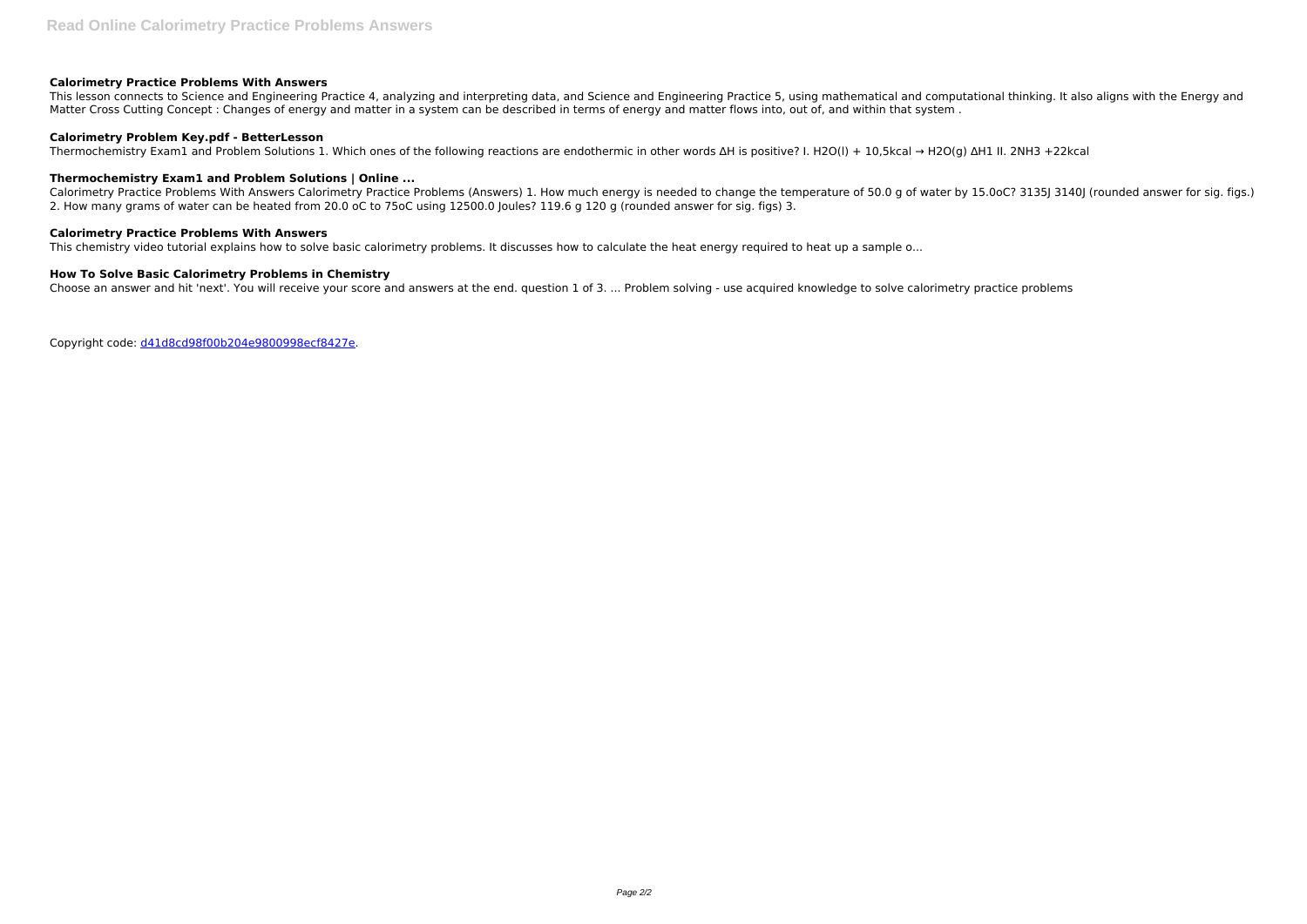### Calorimetry Practice Problems With Answers

This lesson connects to Science and Engineering Practice 4, analyzing and interpreting data, and Science and Engineering Practice 5, using mathematical and computational thinking. It also aligns with the Energy and Matter Cross Cutting Concept : Changes of energy and matter in a system can be described in terms of energy and matter flows into, out of, and within that system .

### Calorimetry Problem Key.pdf - BetterLesson

Thermochemistry Exam1 and Problem Solutions 1. Which ones of the following reactions are endothermic in other words ΔH is positive? I. $H_2O(l)$ + 10,5kcal → $H_2O(g)$ ΔH1 II. $2NH_3$ +22kcal

### Thermochemistry Exam1 and Problem Solutions | Online ...

Calorimetry Practice Problems With Answers Calorimetry Practice Problems (Answers) 1. How much energy is needed to change the temperature of 50.0 g of water by 15.0oC? 3135J 3140J (rounded answer for sig. figs.) 2. How many grams of water can be heated from 20.0 oC to 75oC using 12500.0 Joules? 119.6 g 120 g (rounded answer for sig. figs) 3.

### Calorimetry Practice Problems With Answers

This chemistry video tutorial explains how to solve basic calorimetry problems. It discusses how to calculate the heat energy required to heat up a sample o...

### How To Solve Basic Calorimetry Problems in Chemistry

Choose an answer and hit 'next'. You will receive your score and answers at the end. question 1 of 3. ... Problem solving - use acquired knowledge to solve calorimetry practice problems

Copyright code: d41d8cd98f00b204e9800998ecf8427e.